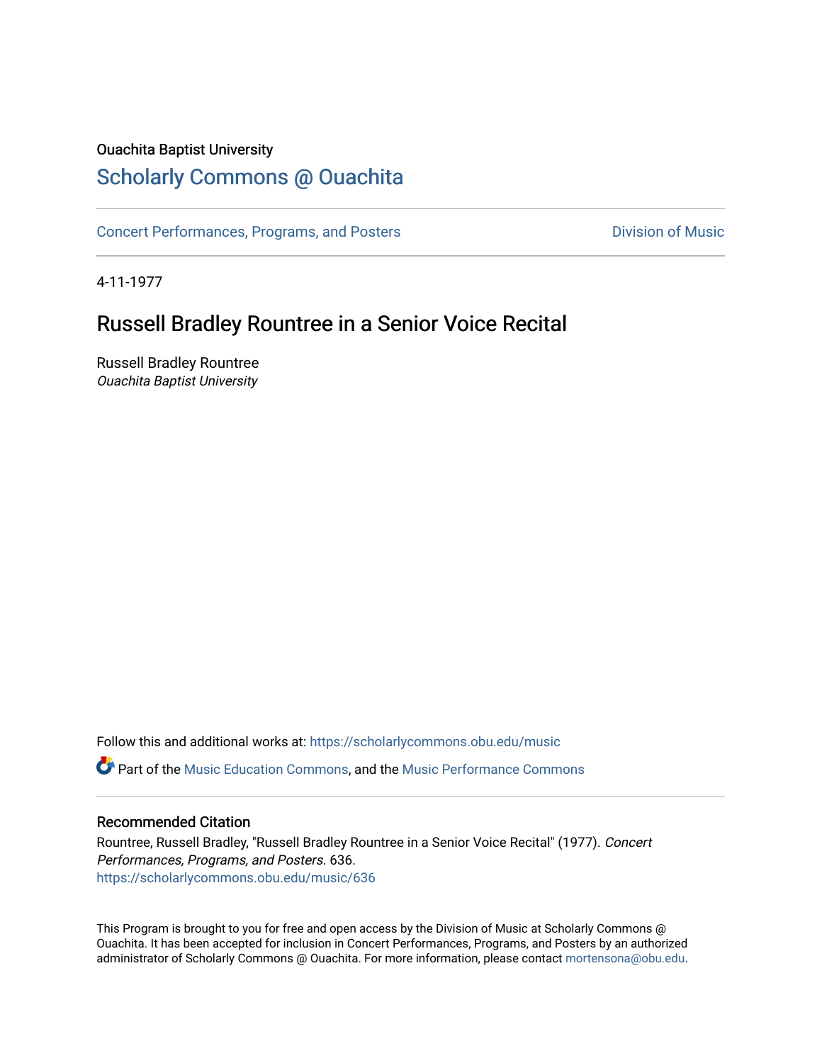Ouachita Baptist University

## Scholarly Commons @ Ouachita

Concert Performances, Programs, and Posters

Division of Music

4-11-1977

# Russell Bradley Rountree in a Senior Voice Recital

Russell Bradley Rountree
*Ouachita Baptist University*

Follow this and additional works at: https://scholarlycommons.obu.edu/music

Part of the Music Education Commons, and the Music Performance Commons

### Recommended Citation

Rountree, Russell Bradley, "Russell Bradley Rountree in a Senior Voice Recital" (1977). *Concert Performances, Programs, and Posters*. 636.
https://scholarlycommons.obu.edu/music/636

This Program is brought to you for free and open access by the Division of Music at Scholarly Commons @ Ouachita. It has been accepted for inclusion in Concert Performances, Programs, and Posters by an authorized administrator of Scholarly Commons @ Ouachita. For more information, please contact mortensona@obu.edu.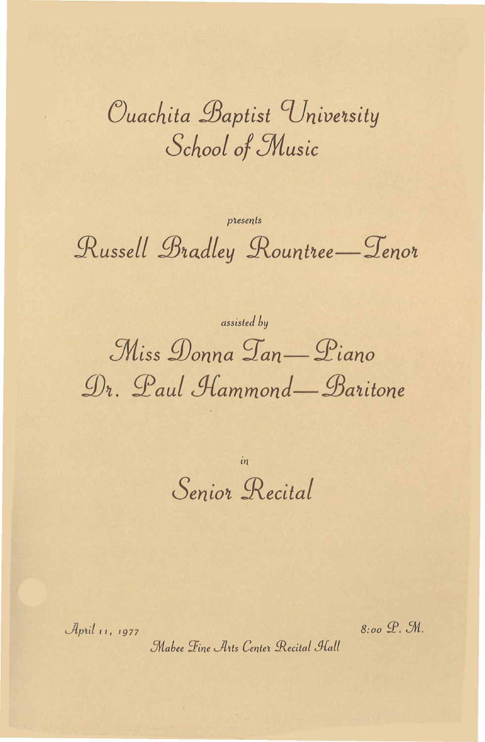# Ouachita Baptist University
# School of Music

*presents*

## Russell Bradley Rountree—Tenor

*assisted by*

## Miss Donna Tan—Piano
## Dr. Paul Hammond—Baritone

*in*

## Senior Recital

*April 11, 1977*

*8:00 P. M.*

*Mabee Fine Arts Center Recital Hall*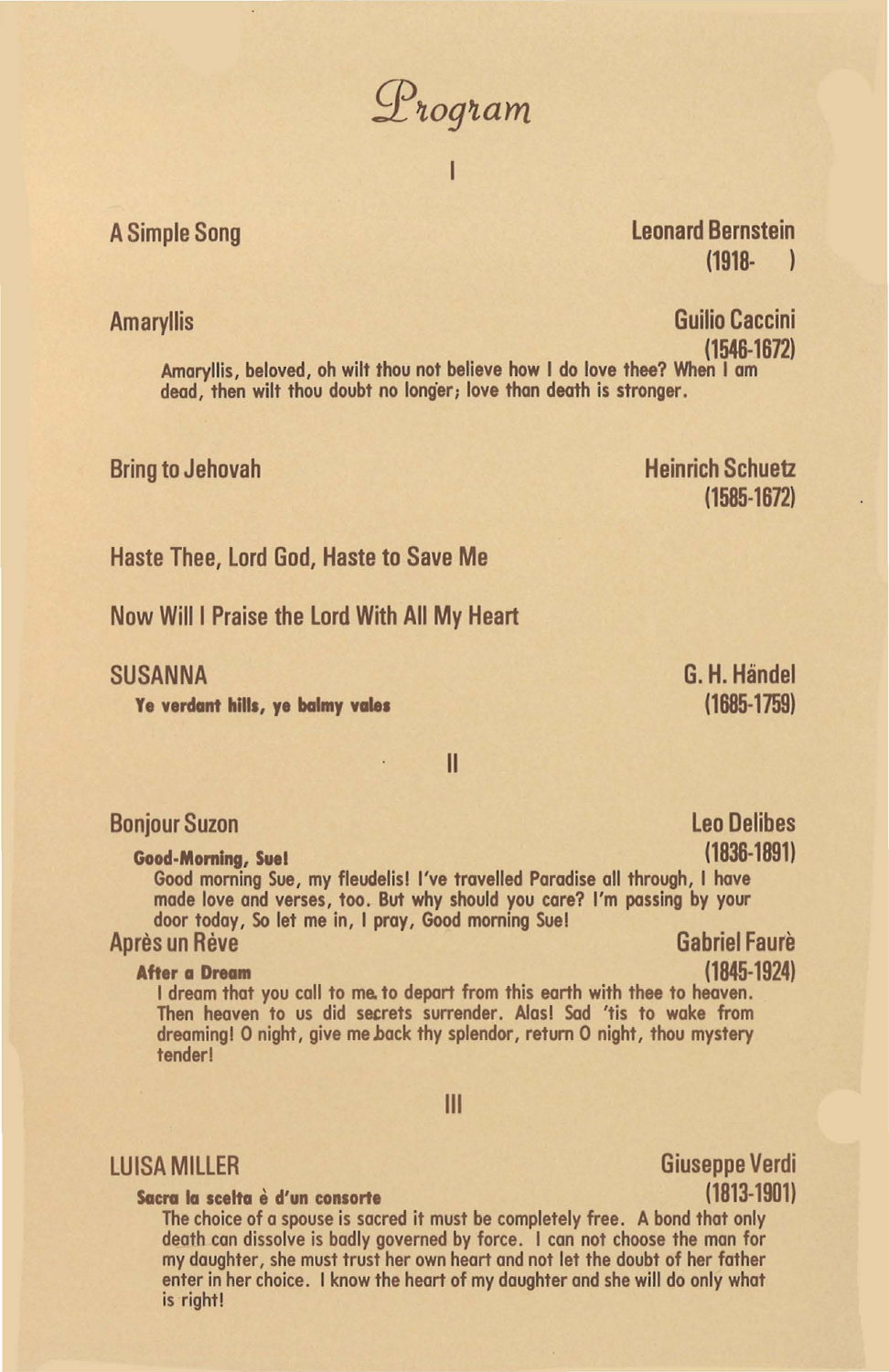# Program

## I

**A Simple Song** — Leonard Bernstein (1918- )

**Amaryllis** — Guilio Caccini (1546-1672)

Amaryllis, beloved, oh wilt thou not believe how I do love thee? When I am dead, then wilt thou doubt no longer; love than death is stronger.

**Bring to Jehovah** — Heinrich Schuetz (1585-1672)

**Haste Thee, Lord God, Haste to Save Me**

**Now Will I Praise the Lord With All My Heart**

**SUSANNA** — G. H. Händel (1685-1759)

**Ye verdant hills, ye balmy vales**

## II

**Bonjour Suzon** — Leo Delibes (1836-1891)

**Good-Morning, Sue!**

Good morning Sue, my fleudelis! I've travelled Paradise all through, I have made love and verses, too. But why should you care? I'm passing by your door today, So let me in, I pray, Good morning Sue!

**Après un Rève** — Gabriel Faurè (1845-1924)

**After a Dream**

I dream that you call to me to depart from this earth with thee to heaven. Then heaven to us did secrets surrender. Alas! Sad 'tis to wake from dreaming! O night, give me back thy splendor, return O night, thou mystery tender!

## III

**LUISA MILLER** — Giuseppe Verdi (1813-1901)

**Sacra la scelta è d'un consorte**

The choice of a spouse is sacred it must be completely free. A bond that only death can dissolve is badly governed by force. I can not choose the man for my daughter, she must trust her own heart and not let the doubt of her father enter in her choice. I know the heart of my daughter and she will do only what is right!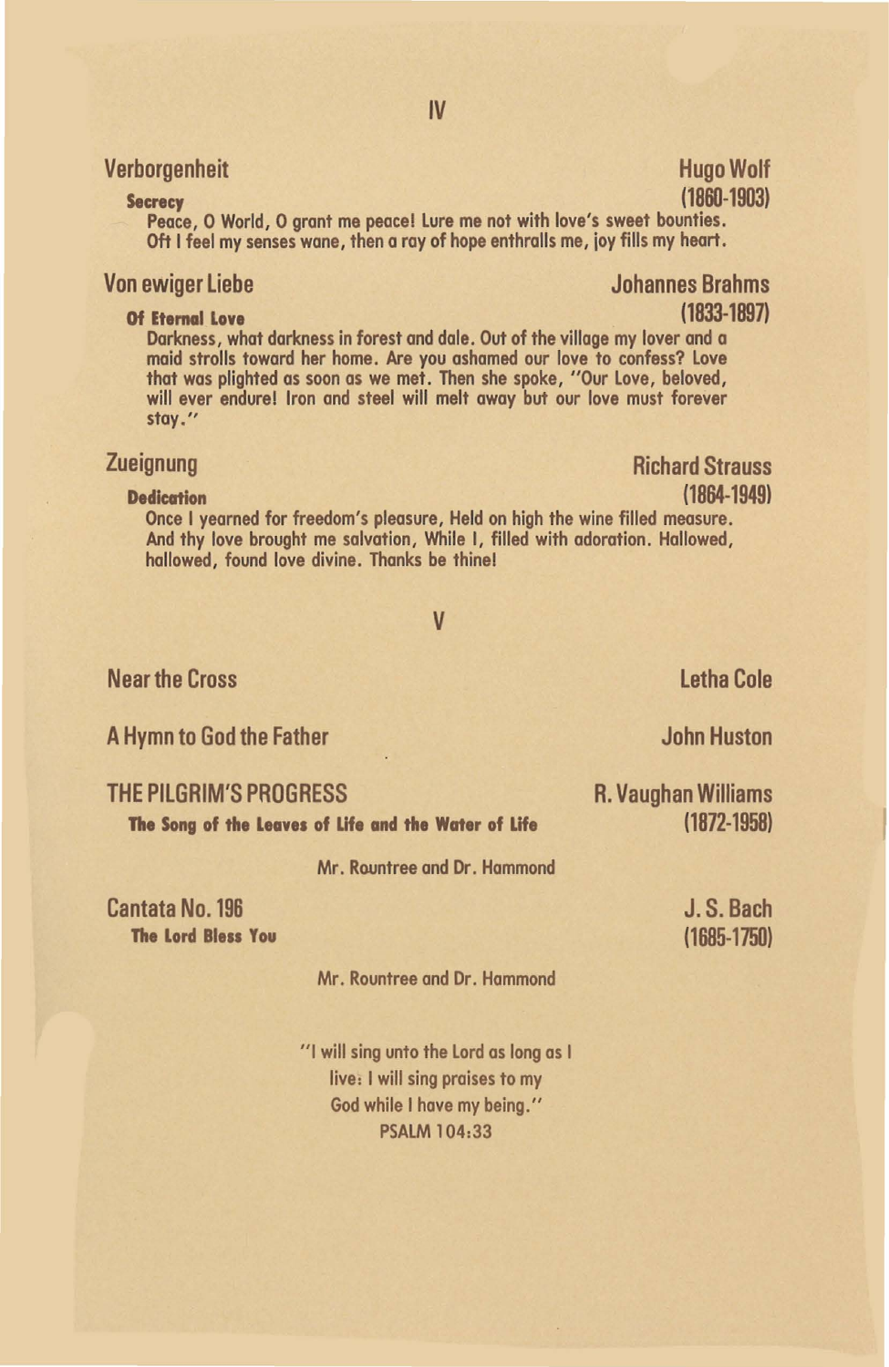## IV

**Verborgenheit** — Hugo Wolf (1860-1903)

**Secrecy**

Peace, O World, O grant me peace! Lure me not with love's sweet bounties. Oft I feel my senses wane, then a ray of hope enthralls me, joy fills my heart.

**Von ewiger Liebe** — Johannes Brahms (1833-1897)

**Of Eternal Love**

Darkness, what darkness in forest and dale. Out of the village my lover and a maid strolls toward her home. Are you ashamed our love to confess? Love that was plighted as soon as we met. Then she spoke, "Our Love, beloved, will ever endure! Iron and steel will melt away but our love must forever stay."

**Zueignung** — Richard Strauss (1864-1949)

**Dedication**

Once I yearned for freedom's pleasure, Held on high the wine filled measure. And thy love brought me salvation, While I, filled with adoration. Hallowed, hallowed, found love divine. Thanks be thine!

## V

**Near the Cross** — Letha Cole

**A Hymn to God the Father** — John Huston

**THE PILGRIM'S PROGRESS** — R. Vaughan Williams (1872-1958)

**The Song of the Leaves of Life and the Water of Life**

Mr. Rountree and Dr. Hammond

**Cantata No. 196** — J. S. Bach (1685-1750)

**The Lord Bless You**

Mr. Rountree and Dr. Hammond

"I will sing unto the Lord as long as I live: I will sing praises to my God while I have my being."
PSALM 104:33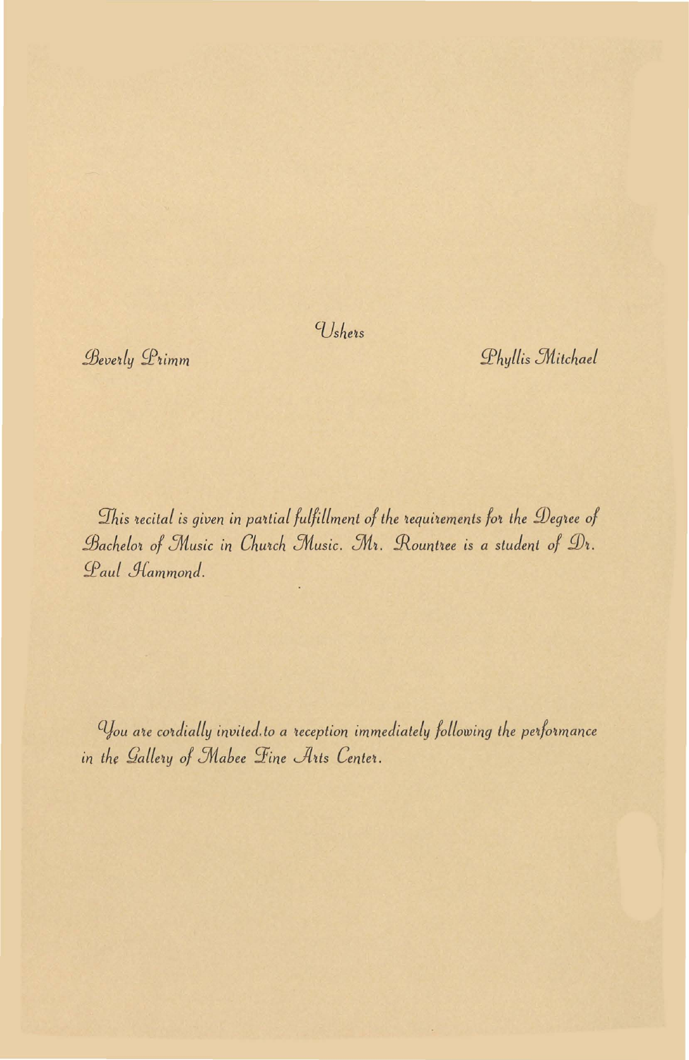Ushers

Beverly Primm

Phyllis Mitchael

This recital is given in partial fulfillment of the requirements for the Degree of Bachelor of Music in Church Music. Mr. Rountree is a student of Dr. Paul Hammond.

You are cordially invited to a reception immediately following the performance in the Gallery of Mabee Fine Arts Center.